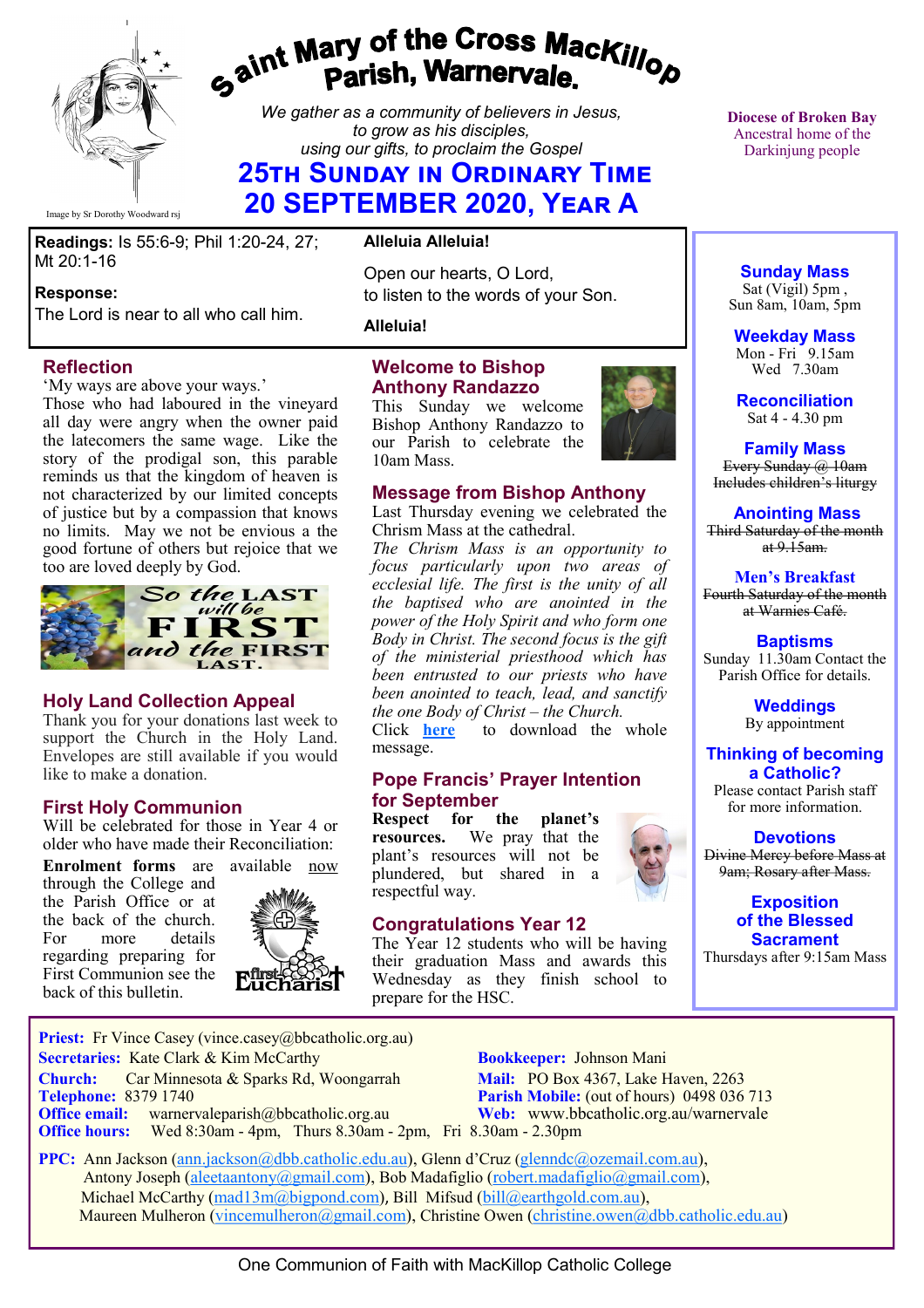Image by Sr Dorothy Woodward rsj

# Saint Mary of the Cross MacKillop Parish, Warnervale.

*We gather as a community of believers in Jesus, to grow as his disciples, using our gifts, to proclaim the Gospel*

## 25th Sunday in Ordinary Time
## 20 September 2020, Year A

Diocese of Broken Bay
Ancestral home of the Darkinjung people

**Readings:** Is 55:6-9; Phil 1:20-24, 27; Mt 20:1-16

**Response:**
The Lord is near to all who call him.

**Alleluia Alleluia!**

Open our hearts, O Lord,
to listen to the words of your Son.

**Alleluia!**

### Reflection

'My ways are above your ways.'
Those who had laboured in the vineyard all day were angry when the owner paid the latecomers the same wage. Like the story of the prodigal son, this parable reminds us that the kingdom of heaven is not characterized by our limited concepts of justice but by a compassion that knows no limits. May we not be envious a the good fortune of others but rejoice that we too are loved deeply by God.

So the LAST will be FIRST and the FIRST LAST.

### Holy Land Collection Appeal

Thank you for your donations last week to support the Church in the Holy Land. Envelopes are still available if you would like to make a donation.

### First Holy Communion

Will be celebrated for those in Year 4 or older who have made their Reconciliation:

**Enrolment forms** are available now through the College and the Parish Office or at the back of the church. For more details regarding preparing for First Communion see the back of this bulletin.

First Eucharist

### Welcome to Bishop Anthony Randazzo

This Sunday we welcome Bishop Anthony Randazzo to our Parish to celebrate the 10am Mass.

### Message from Bishop Anthony

Last Thursday evening we celebrated the Chrism Mass at the cathedral.

*The Chrism Mass is an opportunity to focus particularly upon two areas of ecclesial life. The first is the unity of all the baptised who are anointed in the power of the Holy Spirit and who form one Body in Christ. The second focus is the gift of the ministerial priesthood which has been entrusted to our priests who have been anointed to teach, lead, and sanctify the one Body of Christ – the Church.*

Click **here** to download the whole message.

### Pope Francis' Prayer Intention for September

**Respect for the planet's resources.** We pray that the plant's resources will not be plundered, but shared in a respectful way.

### Congratulations Year 12

The Year 12 students who will be having their graduation Mass and awards this Wednesday as they finish school to prepare for the HSC.

### Sunday Mass
Sat (Vigil) 5pm ,
Sun 8am, 10am, 5pm

### Weekday Mass
Mon - Fri 9.15am
Wed 7.30am

### Reconciliation
Sat 4 - 4.30 pm

### Family Mass
~~Every Sunday @ 10am~~
~~Includes children's liturgy~~

### Anointing Mass
~~Third Saturday of the month at 9.15am.~~

### Men's Breakfast
~~Fourth Saturday of the month at Warnies Café.~~

### Baptisms
Sunday 11.30am Contact the Parish Office for details.

### Weddings
By appointment

### Thinking of becoming a Catholic?
Please contact Parish staff for more information.

### Devotions
~~Divine Mercy before Mass at 9am; Rosary after Mass.~~

### Exposition of the Blessed Sacrament
Thursdays after 9:15am Mass

**Priest:** Fr Vince Casey (vince.casey@bbcatholic.org.au)
**Secretaries:** Kate Clark & Kim McCarthy
**Bookkeeper:** Johnson Mani
**Church:** Car Minnesota & Sparks Rd, Woongarrah
**Mail:** PO Box 4367, Lake Haven, 2263
**Telephone:** 8379 1740
**Parish Mobile:** (out of hours) 0498 036 713
**Office email:** warnervaleparish@bbcatholic.org.au
**Web:** www.bbcatholic.org.au/warnervale
**Office hours:** Wed 8:30am - 4pm, Thurs 8.30am - 2pm, Fri 8.30am - 2.30pm

**PPC:** Ann Jackson (ann.jackson@dbb.catholic.edu.au), Glenn d'Cruz (glenndc@ozemail.com.au), Antony Joseph (aleetaantony@gmail.com), Bob Madafiglio (robert.madafiglio@gmail.com), Michael McCarthy (mad13m@bigpond.com), Bill Mifsud (bill@earthgold.com.au), Maureen Mulheron (vincemulheron@gmail.com), Christine Owen (christine.owen@dbb.catholic.edu.au)

One Communion of Faith with MacKillop Catholic College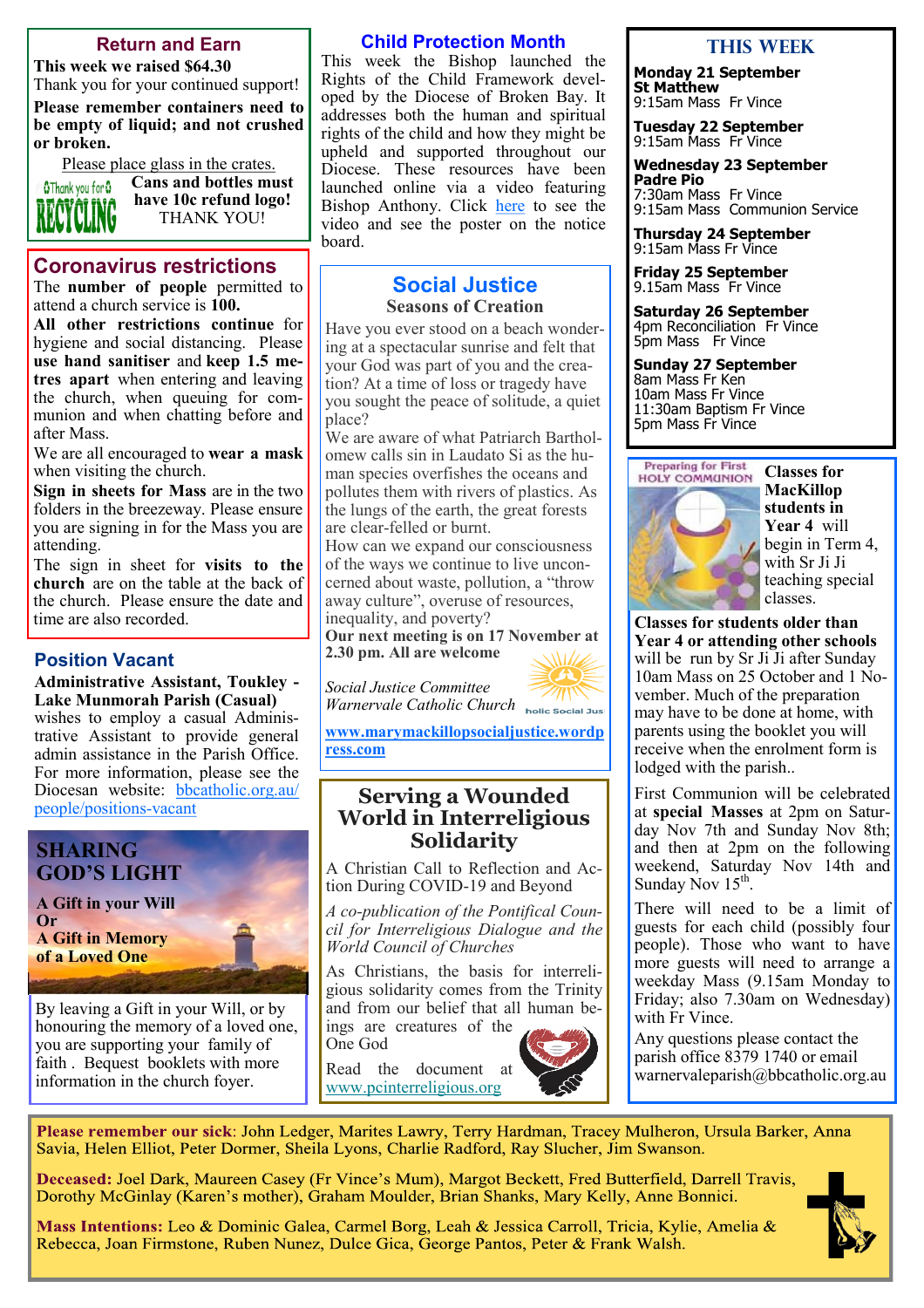## Return and Earn

**This week we raised $64.30**

Thank you for your continued support!

**Please remember containers need to be empty of liquid; and not crushed or broken.**

Please place glass in the crates.

**Cans and bottles must have 10c refund logo!**

THANK YOU!

## Coronavirus restrictions

The **number of people** permitted to attend a church service is **100.**

**All other restrictions continue** for hygiene and social distancing. Please **use hand sanitiser** and **keep 1.5 metres apart** when entering and leaving the church, when queuing for communion and when chatting before and after Mass.

We are all encouraged to **wear a mask** when visiting the church.

**Sign in sheets for Mass** are in the two folders in the breezeway. Please ensure you are signing in for the Mass you are attending.

The sign in sheet for **visits to the church** are on the table at the back of the church. Please ensure the date and time are also recorded.

## Position Vacant

**Administrative Assistant, Toukley - Lake Munmorah Parish (Casual)** wishes to employ a casual Administrative Assistant to provide general admin assistance in the Parish Office. For more information, please see the Diocesan website: bbcatholic.org.au/people/positions-vacant

## SHARING GOD'S LIGHT

**A Gift in your Will**
**Or**
**A Gift in Memory of a Loved One**

By leaving a Gift in your Will, or by honouring the memory of a loved one, you are supporting your family of faith . Bequest booklets with more information in the church foyer.

## Child Protection Month

This week the Bishop launched the Rights of the Child Framework developed by the Diocese of Broken Bay. It addresses both the human and spiritual rights of the child and how they might be upheld and supported throughout our Diocese. These resources have been launched online via a video featuring Bishop Anthony. Click here to see the video and see the poster on the notice board.

## Social Justice

### Seasons of Creation

Have you ever stood on a beach wondering at a spectacular sunrise and felt that your God was part of you and the creation? At a time of loss or tragedy have you sought the peace of solitude, a quiet place?

We are aware of what Patriarch Bartholomew calls sin in Laudato Si as the human species overfishes the oceans and pollutes them with rivers of plastics. As the lungs of the earth, the great forests are clear-felled or burnt.

How can we expand our consciousness of the ways we continue to live unconcerned about waste, pollution, a "throw away culture", overuse of resources, inequality, and poverty?

**Our next meeting is on 17 November at 2.30 pm. All are welcome**

*Social Justice Committee*
*Warnervale Catholic Church*

www.marymackillopsocialjustice.wordpress.com

## Serving a Wounded World in Interreligious Solidarity

A Christian Call to Reflection and Action During COVID-19 and Beyond

*A co-publication of the Pontifical Council for Interreligious Dialogue and the World Council of Churches*

As Christians, the basis for interreligious solidarity comes from the Trinity and from our belief that all human beings are creatures of the One God

Read the document at www.pcinterreligious.org

## THIS WEEK

**Monday 21 September**
**St Matthew**
9:15am Mass Fr Vince

**Tuesday 22 September**
9:15am Mass Fr Vince

**Wednesday 23 September**
**Padre Pio**
7:30am Mass Fr Vince
9:15am Mass Communion Service

**Thursday 24 September**
9:15am Mass Fr Vince

**Friday 25 September**
9.15am Mass Fr Vince

**Saturday 26 September**
4pm Reconciliation Fr Vince
5pm Mass Fr Vince

**Sunday 27 September**
8am Mass Fr Ken
10am Mass Fr Vince
11:30am Baptism Fr Vince
5pm Mass Fr Vince

## Preparing for First Holy Communion

**Classes for MacKillop students in Year 4** will begin in Term 4, with Sr Ji Ji teaching special classes.

**Classes for students older than Year 4 or attending other schools** will be run by Sr Ji Ji after Sunday 10am Mass on 25 October and 1 November. Much of the preparation may have to be done at home, with parents using the booklet you will receive when the enrolment form is lodged with the parish..

First Communion will be celebrated at **special Masses** at 2pm on Saturday Nov 7th and Sunday Nov 8th; and then at 2pm on the following weekend, Saturday Nov 14th and Sunday Nov 15th.

There will need to be a limit of guests for each child (possibly four people). Those who want to have more guests will need to arrange a weekday Mass (9.15am Monday to Friday; also 7.30am on Wednesday) with Fr Vince.

Any questions please contact the parish office 8379 1740 or email warnervaleparish@bbcatholic.org.au

---

**Please remember our sick**: John Ledger, Marites Lawry, Terry Hardman, Tracey Mulheron, Ursula Barker, Anna Savia, Helen Elliot, Peter Dormer, Sheila Lyons, Charlie Radford, Ray Slucher, Jim Swanson.

**Deceased:** Joel Dark, Maureen Casey (Fr Vince's Mum), Margot Beckett, Fred Butterfield, Darrell Travis, Dorothy McGinlay (Karen's mother), Graham Moulder, Brian Shanks, Mary Kelly, Anne Bonnici.

**Mass Intentions:** Leo & Dominic Galea, Carmel Borg, Leah & Jessica Carroll, Tricia, Kylie, Amelia & Rebecca, Joan Firmstone, Ruben Nunez, Dulce Gica, George Pantos, Peter & Frank Walsh.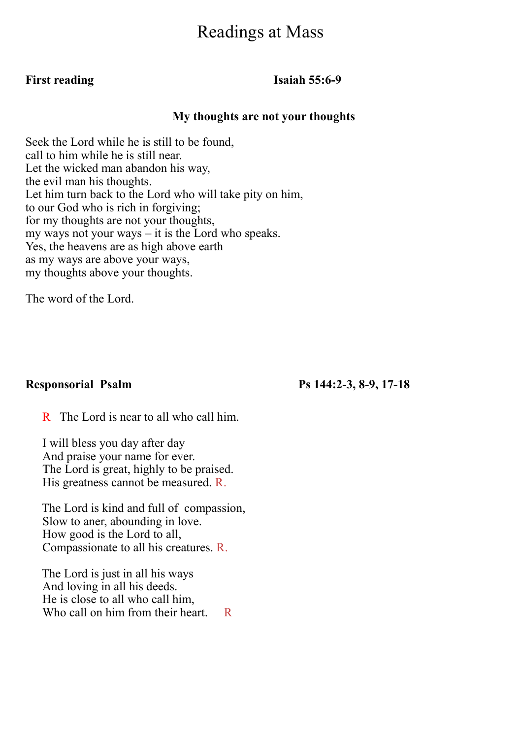# Readings at Mass

**First reading** **Isaiah 55:6-9**

**My thoughts are not your thoughts**

Seek the Lord while he is still to be found,
call to him while he is still near.
Let the wicked man abandon his way,
the evil man his thoughts.
Let him turn back to the Lord who will take pity on him,
to our God who is rich in forgiving;
for my thoughts are not your thoughts,
my ways not your ways – it is the Lord who speaks.
Yes, the heavens are as high above earth
as my ways are above your ways,
my thoughts above your thoughts.

The word of the Lord.

**Responsorial Psalm** **Ps 144:2-3, 8-9, 17-18**

R The Lord is near to all who call him.

I will bless you day after day
And praise your name for ever.
The Lord is great, highly to be praised.
His greatness cannot be measured. R.

The Lord is kind and full of compassion,
Slow to aner, abounding in love.
How good is the Lord to all,
Compassionate to all his creatures. R.

The Lord is just in all his ways
And loving in all his deeds.
He is close to all who call him,
Who call on him from their heart. R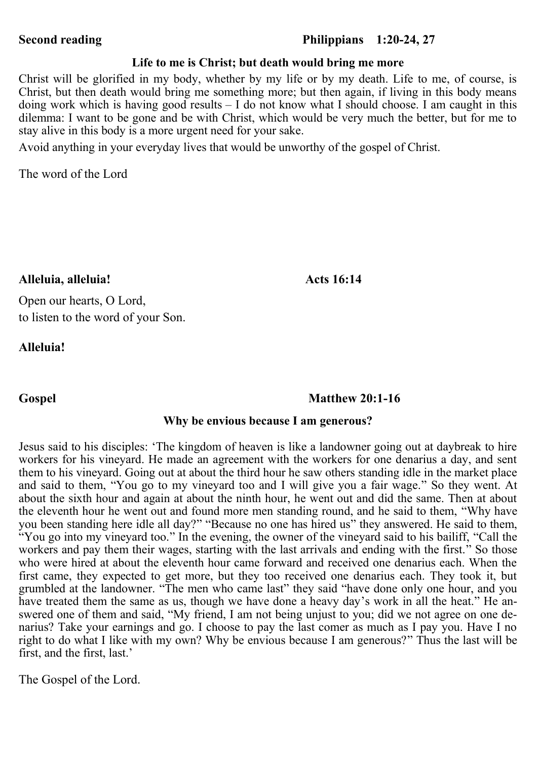**Second reading** **Philippians 1:20-24, 27**

**Life to me is Christ; but death would bring me more**

Christ will be glorified in my body, whether by my life or by my death. Life to me, of course, is Christ, but then death would bring me something more; but then again, if living in this body means doing work which is having good results – I do not know what I should choose. I am caught in this dilemma: I want to be gone and be with Christ, which would be very much the better, but for me to stay alive in this body is a more urgent need for your sake.

Avoid anything in your everyday lives that would be unworthy of the gospel of Christ.

The word of the Lord

**Alleluia, alleluia!** **Acts 16:14**

Open our hearts, O Lord,
to listen to the word of your Son.

**Alleluia!**

**Gospel** **Matthew 20:1-16**

**Why be envious because I am generous?**

Jesus said to his disciples: 'The kingdom of heaven is like a landowner going out at daybreak to hire workers for his vineyard. He made an agreement with the workers for one denarius a day, and sent them to his vineyard. Going out at about the third hour he saw others standing idle in the market place and said to them, "You go to my vineyard too and I will give you a fair wage." So they went. At about the sixth hour and again at about the ninth hour, he went out and did the same. Then at about the eleventh hour he went out and found more men standing round, and he said to them, "Why have you been standing here idle all day?" "Because no one has hired us" they answered. He said to them, "You go into my vineyard too." In the evening, the owner of the vineyard said to his bailiff, "Call the workers and pay them their wages, starting with the last arrivals and ending with the first." So those who were hired at about the eleventh hour came forward and received one denarius each. When the first came, they expected to get more, but they too received one denarius each. They took it, but grumbled at the landowner. "The men who came last" they said "have done only one hour, and you have treated them the same as us, though we have done a heavy day's work in all the heat." He answered one of them and said, "My friend, I am not being unjust to you; did we not agree on one denarius? Take your earnings and go. I choose to pay the last comer as much as I pay you. Have I no right to do what I like with my own? Why be envious because I am generous?" Thus the last will be first, and the first, last.'

The Gospel of the Lord.